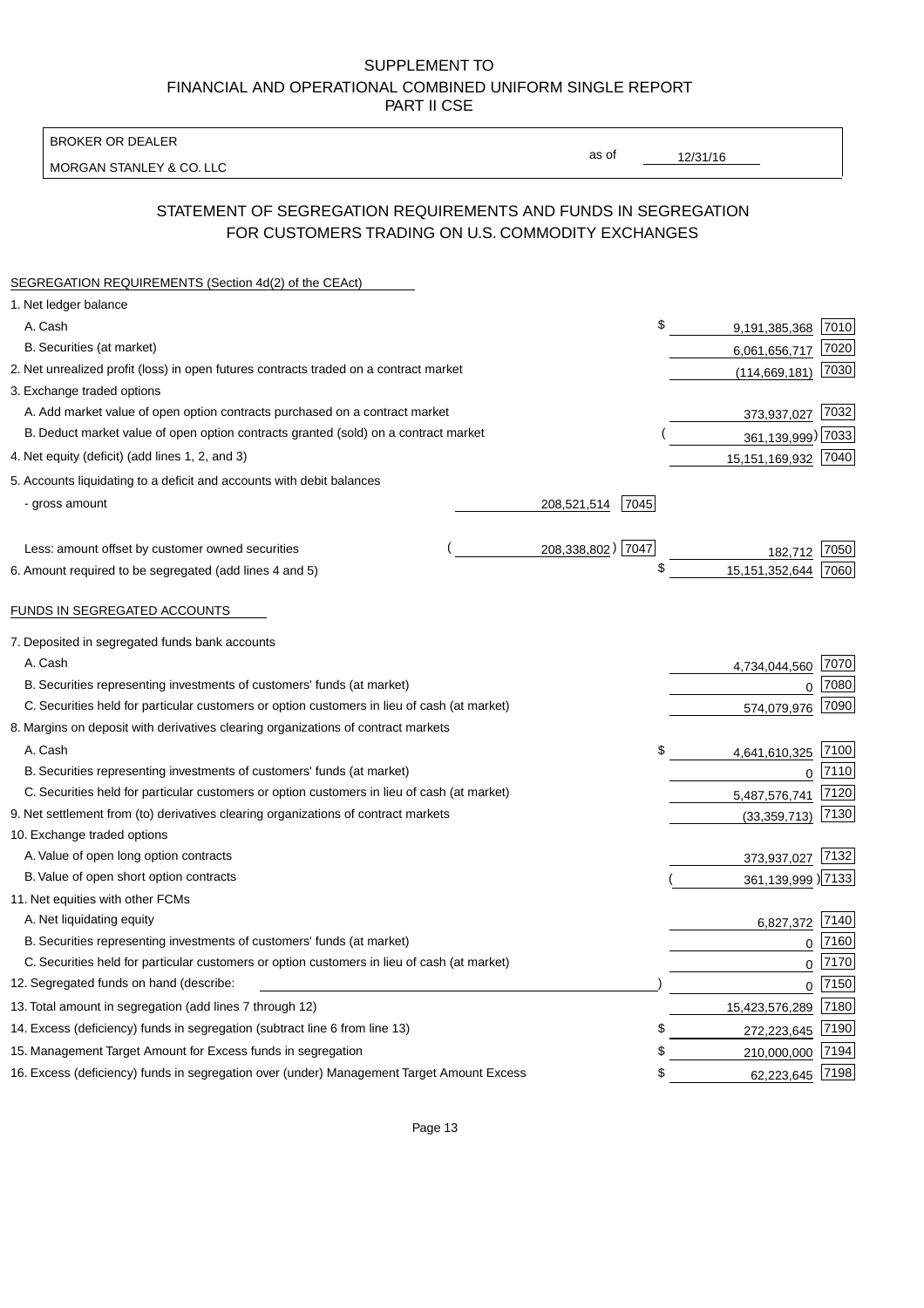SUPPLEMENT TO
FINANCIAL AND OPERATIONAL COMBINED UNIFORM SINGLE REPORT
PART II CSE

BROKER OR DEALER
MORGAN STANLEY & CO. LLC

as of 12/31/16

## STATEMENT OF SEGREGATION REQUIREMENTS AND FUNDS IN SEGREGATION FOR CUSTOMERS TRADING ON U.S. COMMODITY EXCHANGES

SEGREGATION REQUIREMENTS (Section 4d(2) of the CEAct)

| Item | | | Amount | Code |
|---|---|---|---|---|
| 1. Net ledger balance | | | | |
| A. Cash | | | $ 9,191,385,368 | 7010 |
| B. Securities (at market) | | | 6,061,656,717 | 7020 |
| 2. Net unrealized profit (loss) in open futures contracts traded on a contract market | | | (114,669,181) | 7030 |
| 3. Exchange traded options | | | | |
| A. Add market value of open option contracts purchased on a contract market | | | 373,937,027 | 7032 |
| B. Deduct market value of open option contracts granted (sold) on a contract market | | | ( 361,139,999) | 7033 |
| 4. Net equity (deficit) (add lines 1, 2, and 3) | | | 15,151,169,932 | 7040 |
| 5. Accounts liquidating to a deficit and accounts with debit balances | | | | |
| - gross amount | 208,521,514 | 7045 | | |
| Less: amount offset by customer owned securities | ( 208,338,802) | 7047 | 182,712 | 7050 |
| 6. Amount required to be segregated (add lines 4 and 5) | | | $ 15,151,352,644 | 7060 |

FUNDS IN SEGREGATED ACCOUNTS

| Item | Amount | Code |
|---|---|---|
| 7. Deposited in segregated funds bank accounts | | |
| A. Cash | 4,734,044,560 | 7070 |
| B. Securities representing investments of customers' funds (at market) | 0 | 7080 |
| C. Securities held for particular customers or option customers in lieu of cash (at market) | 574,079,976 | 7090 |
| 8. Margins on deposit with derivatives clearing organizations of contract markets | | |
| A. Cash | $ 4,641,610,325 | 7100 |
| B. Securities representing investments of customers' funds (at market) | 0 | 7110 |
| C. Securities held for particular customers or option customers in lieu of cash (at market) | 5,487,576,741 | 7120 |
| 9. Net settlement from (to) derivatives clearing organizations of contract markets | (33,359,713) | 7130 |
| 10. Exchange traded options | | |
| A. Value of open long option contracts | 373,937,027 | 7132 |
| B. Value of open short option contracts | ( 361,139,999 ) | 7133 |
| 11. Net equities with other FCMs | | |
| A. Net liquidating equity | 6,827,372 | 7140 |
| B. Securities representing investments of customers' funds (at market) | 0 | 7160 |
| C. Securities held for particular customers or option customers in lieu of cash (at market) | 0 | 7170 |
| 12. Segregated funds on hand (describe: ) | 0 | 7150 |
| 13. Total amount in segregation (add lines 7 through 12) | 15,423,576,289 | 7180 |
| 14. Excess (deficiency) funds in segregation (subtract line 6 from line 13) | $ 272,223,645 | 7190 |
| 15. Management Target Amount for Excess funds in segregation | $ 210,000,000 | 7194 |
| 16. Excess (deficiency) funds in segregation over (under) Management Target Amount Excess | $ 62,223,645 | 7198 |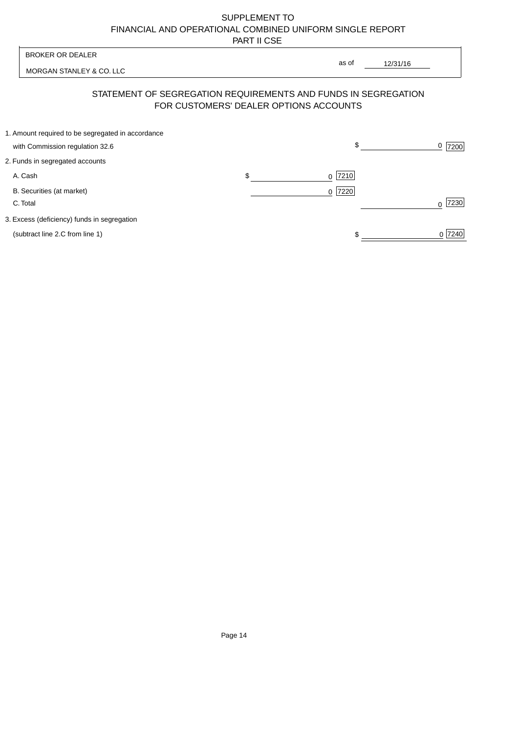SUPPLEMENT TO
FINANCIAL AND OPERATIONAL COMBINED UNIFORM SINGLE REPORT
PART II CSE

| BROKER OR DEALER | | |
|---|---|---|
| MORGAN STANLEY & CO. LLC | as of | 12/31/16 |

## STATEMENT OF SEGREGATION REQUIREMENTS AND FUNDS IN SEGREGATION FOR CUSTOMERS' DEALER OPTIONS ACCOUNTS

| | | |
|---|---|---|
| 1. Amount required to be segregated in accordance with Commission regulation 32.6 | | $ 0 [7200] |
| 2. Funds in segregated accounts | | |
| A. Cash | $ 0 [7210] | |
| B. Securities (at market) | 0 [7220] | |
| C. Total | | 0 [7230] |
| 3. Excess (deficiency) funds in segregation (subtract line 2.C from line 1) | | $ 0 [7240] |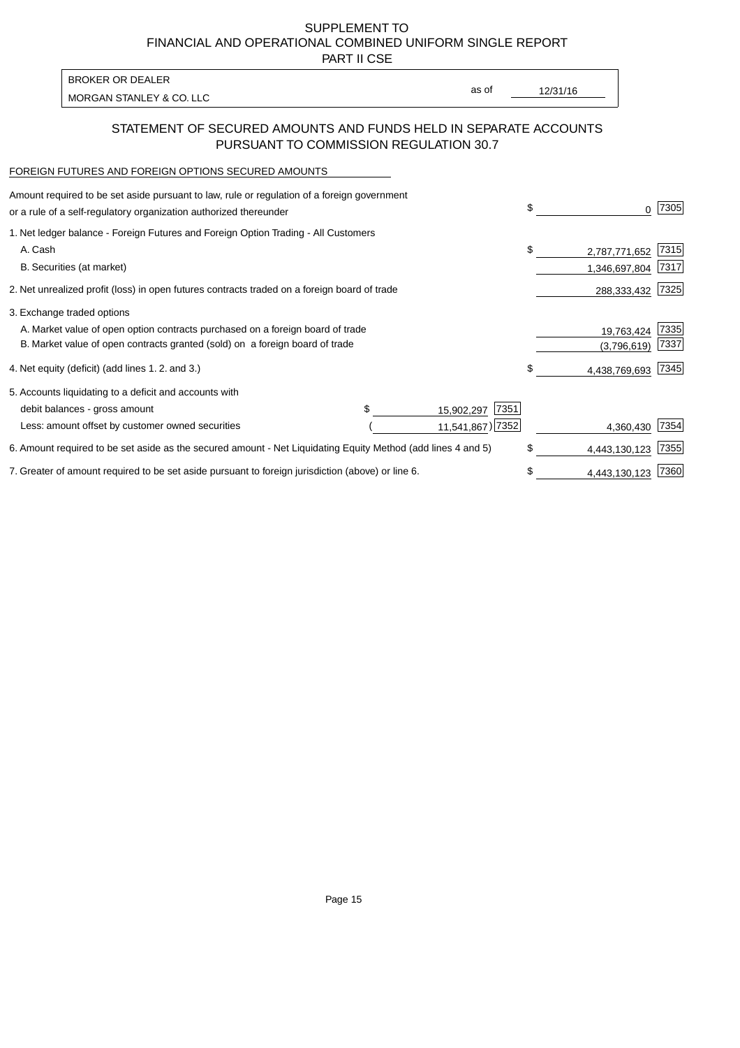# SUPPLEMENT TO
# FINANCIAL AND OPERATIONAL COMBINED UNIFORM SINGLE REPORT
# PART II CSE

| BROKER OR DEALER | | |
|---|---|---|
| MORGAN STANLEY & CO. LLC | as of | 12/31/16 |

## STATEMENT OF SECURED AMOUNTS AND FUNDS HELD IN SEPARATE ACCOUNTS PURSUANT TO COMMISSION REGULATION 30.7

FOREIGN FUTURES AND FOREIGN OPTIONS SECURED AMOUNTS

| | | | | |
|---|---|---|---|---|
| Amount required to be set aside pursuant to law, rule or regulation of a foreign government or a rule of a self-regulatory organization authorized thereunder | | | $ 0 | 7305 |
| 1. Net ledger balance - Foreign Futures and Foreign Option Trading - All Customers | | | | |
| A. Cash | | | $ 2,787,771,652 | 7315 |
| B. Securities (at market) | | | 1,346,697,804 | 7317 |
| 2. Net unrealized profit (loss) in open futures contracts traded on a foreign board of trade | | | 288,333,432 | 7325 |
| 3. Exchange traded options | | | | |
| A. Market value of open option contracts purchased on a foreign board of trade | | | 19,763,424 | 7335 |
| B. Market value of open contracts granted (sold) on a foreign board of trade | | | (3,796,619) | 7337 |
| 4. Net equity (deficit) (add lines 1. 2. and 3.) | | | $ 4,438,769,693 | 7345 |
| 5. Accounts liquidating to a deficit and accounts with | | | | |
| debit balances - gross amount | $ 15,902,297 | 7351 | | |
| Less: amount offset by customer owned securities | (11,541,867) | 7352 | 4,360,430 | 7354 |
| 6. Amount required to be set aside as the secured amount - Net Liquidating Equity Method (add lines 4 and 5) | | | $ 4,443,130,123 | 7355 |
| 7. Greater of amount required to be set aside pursuant to foreign jurisdiction (above) or line 6. | | | $ 4,443,130,123 | 7360 |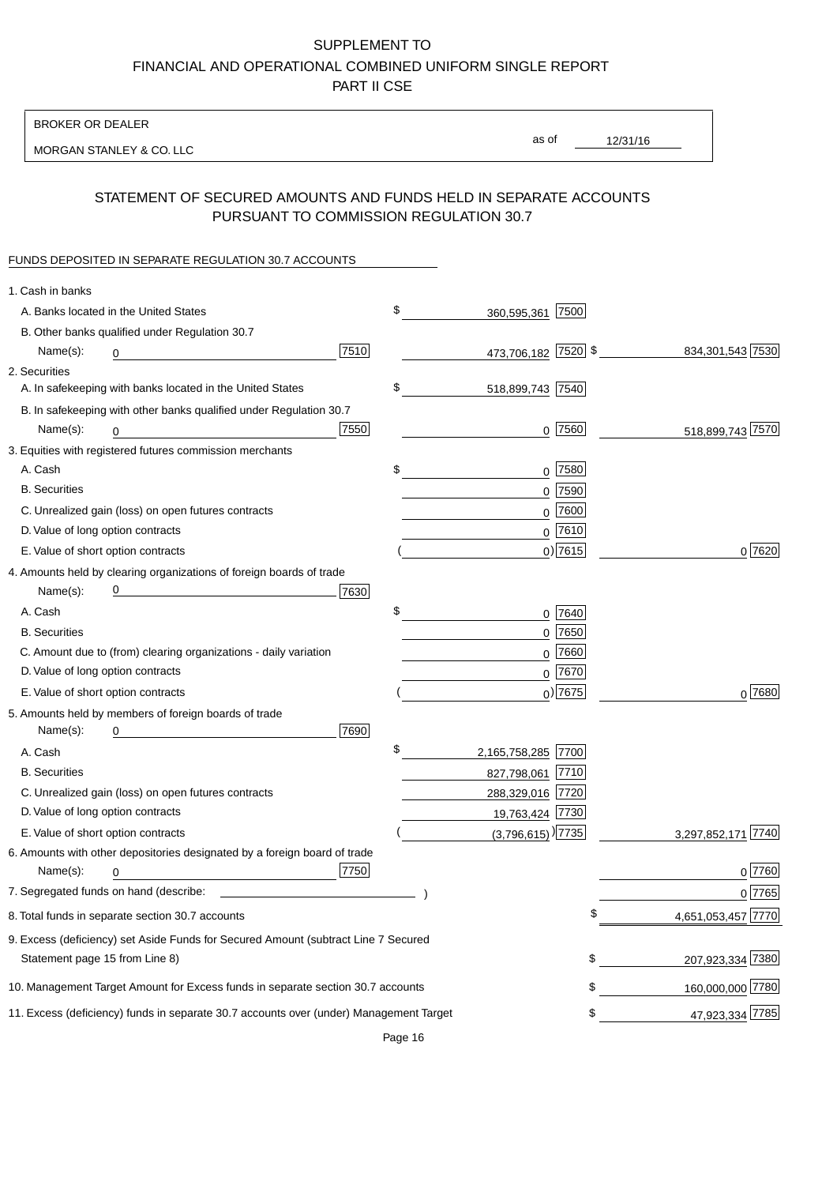SUPPLEMENT TO
FINANCIAL AND OPERATIONAL COMBINED UNIFORM SINGLE REPORT
PART II CSE

BROKER OR DEALER

MORGAN STANLEY & CO. LLC

as of 12/31/16

## STATEMENT OF SECURED AMOUNTS AND FUNDS HELD IN SEPARATE ACCOUNTS PURSUANT TO COMMISSION REGULATION 30.7

FUNDS DEPOSITED IN SEPARATE REGULATION 30.7 ACCOUNTS

| | | | | |
|---|---|---|---|---|
| 1. Cash in banks | | | | |
| A. Banks located in the United States | | $ 360,595,361 | 7500 | |
| B. Other banks qualified under Regulation 30.7 | | | | |
| Name(s): 0 | 7510 | 473,706,182 | 7520 | $ 834,301,543 7530 |
| 2. Securities | | | | |
| A. In safekeeping with banks located in the United States | | $ 518,899,743 | 7540 | |
| B. In safekeeping with other banks qualified under Regulation 30.7 | | | | |
| Name(s): 0 | 7550 | 0 | 7560 | 518,899,743 7570 |
| 3. Equities with registered futures commission merchants | | | | |
| A. Cash | | $ 0 | 7580 | |
| B. Securities | | 0 | 7590 | |
| C. Unrealized gain (loss) on open futures contracts | | 0 | 7600 | |
| D. Value of long option contracts | | 0 | 7610 | |
| E. Value of short option contracts | | ( 0) | 7615 | 0 7620 |
| 4. Amounts held by clearing organizations of foreign boards of trade | | | | |
| Name(s): 0 | 7630 | | | |
| A. Cash | | $ 0 | 7640 | |
| B. Securities | | 0 | 7650 | |
| C. Amount due to (from) clearing organizations - daily variation | | 0 | 7660 | |
| D. Value of long option contracts | | 0 | 7670 | |
| E. Value of short option contracts | | ( 0) | 7675 | 0 7680 |
| 5. Amounts held by members of foreign boards of trade | | | | |
| Name(s): 0 | 7690 | | | |
| A. Cash | | $ 2,165,758,285 | 7700 | |
| B. Securities | | 827,798,061 | 7710 | |
| C. Unrealized gain (loss) on open futures contracts | | 288,329,016 | 7720 | |
| D. Value of long option contracts | | 19,763,424 | 7730 | |
| E. Value of short option contracts | | ( (3,796,615)) | 7735 | 3,297,852,171 7740 |
| 6. Amounts with other depositories designated by a foreign board of trade | | | | |
| Name(s): 0 | 7750 | | | 0 7760 |
| 7. Segregated funds on hand (describe: ) | | | | 0 7765 |
| 8. Total funds in separate section 30.7 accounts | | | | $ 4,651,053,457 7770 |
| 9. Excess (deficiency) set Aside Funds for Secured Amount (subtract Line 7 Secured Statement page 15 from Line 8) | | | | $ 207,923,334 7380 |
| 10. Management Target Amount for Excess funds in separate section 30.7 accounts | | | | $ 160,000,000 7780 |
| 11. Excess (deficiency) funds in separate 30.7 accounts over (under) Management Target | | | | $ 47,923,334 7785 |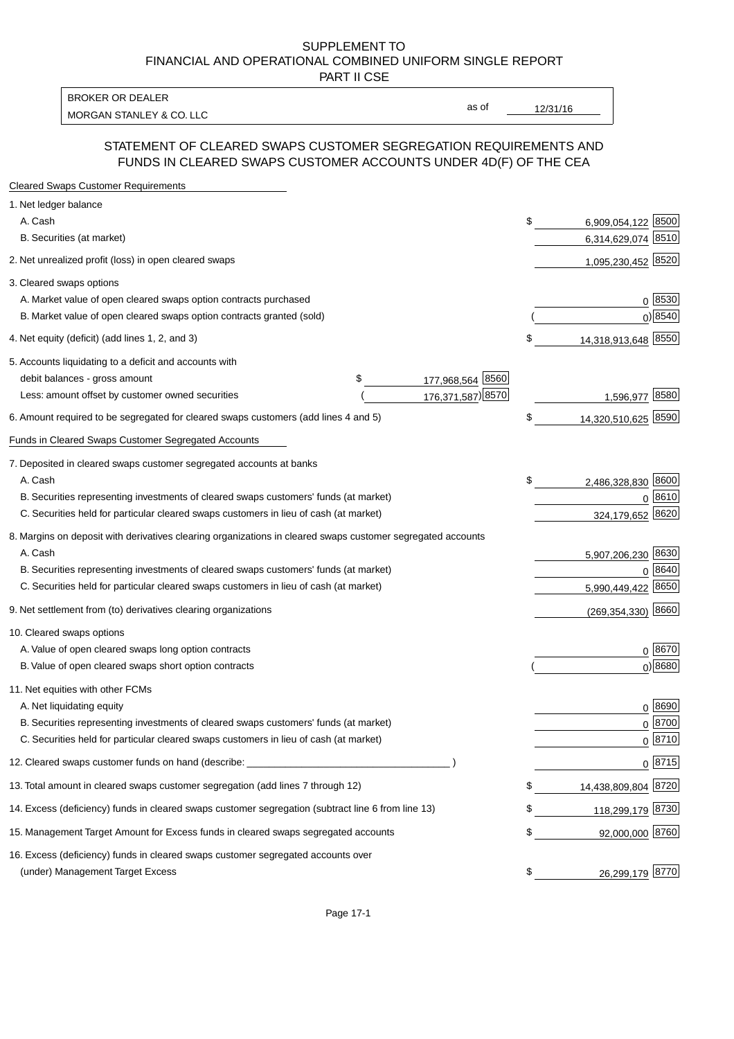SUPPLEMENT TO
FINANCIAL AND OPERATIONAL COMBINED UNIFORM SINGLE REPORT
PART II CSE

| | | |
|---|---|---|
| BROKER OR DEALER MORGAN STANLEY & CO. LLC | as of | 12/31/16 |

## STATEMENT OF CLEARED SWAPS CUSTOMER SEGREGATION REQUIREMENTS AND FUNDS IN CLEARED SWAPS CUSTOMER ACCOUNTS UNDER 4D(F) OF THE CEA

| | | | | |
|---|---|---|---|---|
| **Cleared Swaps Customer Requirements** | | | | |
| 1. Net ledger balance | | | | |
| A. Cash | | | $ 6,909,054,122 | 8500 |
| B. Securities (at market) | | | 6,314,629,074 | 8510 |
| 2. Net unrealized profit (loss) in open cleared swaps | | | 1,095,230,452 | 8520 |
| 3. Cleared swaps options | | | | |
| A. Market value of open cleared swaps option contracts purchased | | | 0 | 8530 |
| B. Market value of open cleared swaps option contracts granted (sold) | | | ( 0) | 8540 |
| 4. Net equity (deficit) (add lines 1, 2, and 3) | | | $ 14,318,913,648 | 8550 |
| 5. Accounts liquidating to a deficit and accounts with | | | | |
| debit balances - gross amount | $ 177,968,564 | 8560 | | |
| Less: amount offset by customer owned securities | ( 176,371,587) | 8570 | 1,596,977 | 8580 |
| 6. Amount required to be segregated for cleared swaps customers (add lines 4 and 5) | | | $ 14,320,510,625 | 8590 |
| **Funds in Cleared Swaps Customer Segregated Accounts** | | | | |
| 7. Deposited in cleared swaps customer segregated accounts at banks | | | | |
| A. Cash | | | $ 2,486,328,830 | 8600 |
| B. Securities representing investments of cleared swaps customers' funds (at market) | | | 0 | 8610 |
| C. Securities held for particular cleared swaps customers in lieu of cash (at market) | | | 324,179,652 | 8620 |
| 8. Margins on deposit with derivatives clearing organizations in cleared swaps customer segregated accounts | | | | |
| A. Cash | | | 5,907,206,230 | 8630 |
| B. Securities representing investments of cleared swaps customers' funds (at market) | | | 0 | 8640 |
| C. Securities held for particular cleared swaps customers in lieu of cash (at market) | | | 5,990,449,422 | 8650 |
| 9. Net settlement from (to) derivatives clearing organizations | | | (269,354,330) | 8660 |
| 10. Cleared swaps options | | | | |
| A. Value of open cleared swaps long option contracts | | | 0 | 8670 |
| B. Value of open cleared swaps short option contracts | | | ( 0) | 8680 |
| 11. Net equities with other FCMs | | | | |
| A. Net liquidating equity | | | 0 | 8690 |
| B. Securities representing investments of cleared swaps customers' funds (at market) | | | 0 | 8700 |
| C. Securities held for particular cleared swaps customers in lieu of cash (at market) | | | 0 | 8710 |
| 12. Cleared swaps customer funds on hand (describe: _______________ ) | | | 0 | 8715 |
| 13. Total amount in cleared swaps customer segregation (add lines 7 through 12) | | | $ 14,438,809,804 | 8720 |
| 14. Excess (deficiency) funds in cleared swaps customer segregation (subtract line 6 from line 13) | | | $ 118,299,179 | 8730 |
| 15. Management Target Amount for Excess funds in cleared swaps segregated accounts | | | $ 92,000,000 | 8760 |
| 16. Excess (deficiency) funds in cleared swaps customer segregated accounts over (under) Management Target Excess | | | $ 26,299,179 | 8770 |

Page 17-1